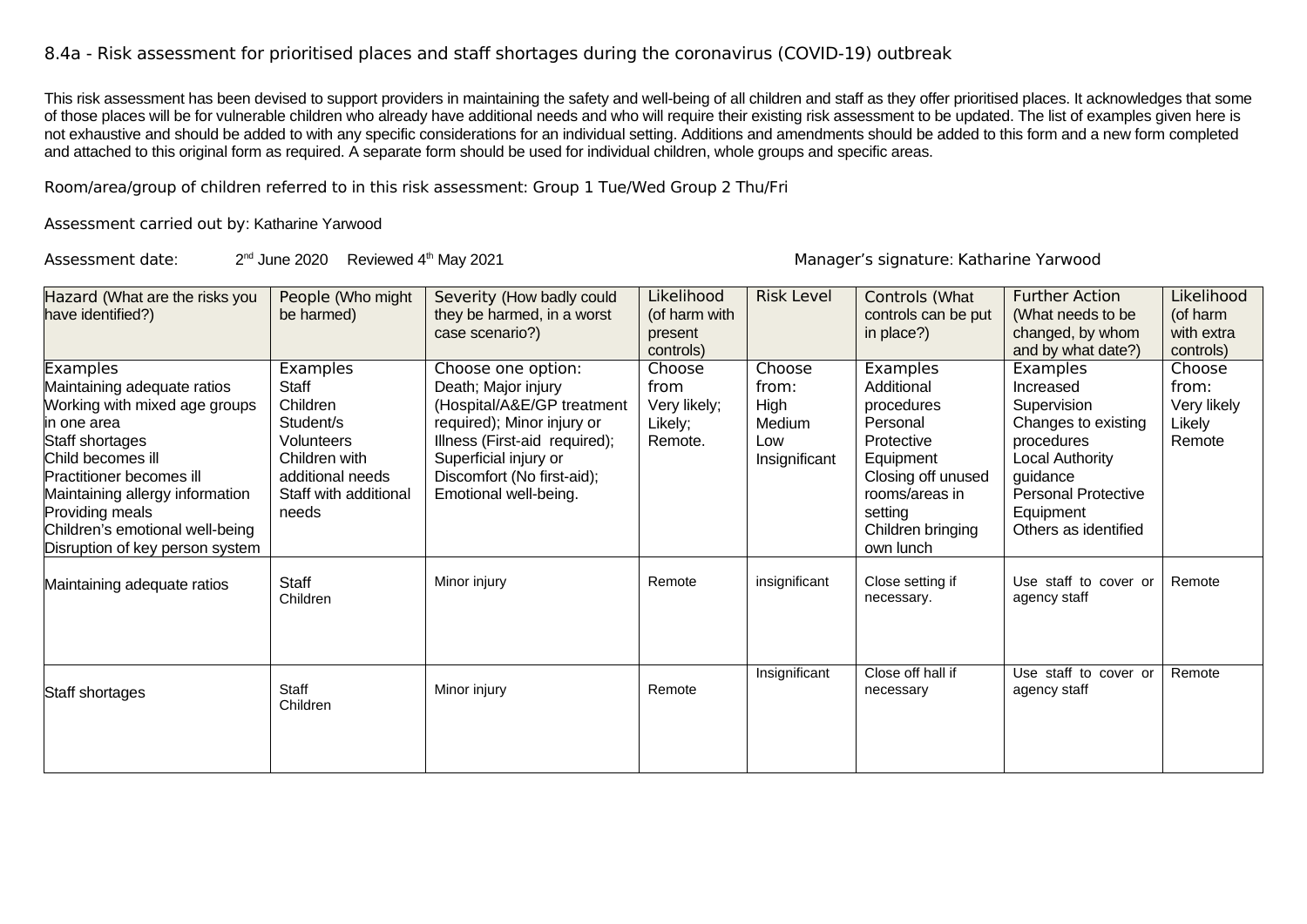# 8.4a - Risk assessment for prioritised places and staff shortages during the coronavirus (COVID-19) outbreak

This risk assessment has been devised to support providers in maintaining the safety and well-being of all children and staff as they offer prioritised places. It acknowledges that some of those places will be for vulnerable children who already have additional needs and who will require their existing risk assessment to be updated. The list of examples given here is not exhaustive and should be added to with any specific considerations for an individual setting. Additions and amendments should be added to this form and a new form completed and attached to this original form as required. A separate form should be used for individual children, whole groups and specific areas.

Room/area/group of children referred to in this risk assessment: Group 1 Tue/Wed Group 2 Thu/Fri

Assessment carried out by: Katharine Yarwood

Assessment date: 2nd June 2020 Reviewed 4th May 2021

Manager's signature: Katharine Yarwood

| Hazard (What are the risks you have identified?) | People (Who might be harmed) | Severity (How badly could they be harmed, in a worst case scenario?) | Likelihood (of harm with present controls) | Risk Level | Controls (What controls can be put in place?) | Further Action (What needs to be changed, by whom and by what date?) | Likelihood (of harm with extra controls) |
|---|---|---|---|---|---|---|---|
| Examples<br>Maintaining adequate ratios<br>Working with mixed age groups in one area<br>Staff shortages<br>Child becomes ill<br>Practitioner becomes ill<br>Maintaining allergy information<br>Providing meals<br>Children's emotional well-being<br>Disruption of key person system | Examples<br>Staff<br>Children<br>Student/s<br>Volunteers<br>Children with additional needs<br>Staff with additional needs | Choose one option:<br>Death; Major injury (Hospital/A&E/GP treatment required); Minor injury or Illness (First-aid required); Superficial injury or Discomfort (No first-aid); Emotional well-being. | Choose from<br>Very likely;<br>Likely;<br>Remote. | Choose from:<br>High<br>Medium<br>Low<br>Insignificant | Examples<br>Additional procedures<br>Personal Protective Equipment<br>Closing off unused rooms/areas in setting<br>Children bringing own lunch | Examples<br>Increased Supervision<br>Changes to existing procedures<br>Local Authority guidance<br>Personal Protective Equipment<br>Others as identified | Choose from:<br>Very likely<br>Likely<br>Remote |
| Maintaining adequate ratios | Staff<br>Children | Minor injury | Remote | insignificant | Close setting if necessary. | Use staff to cover or agency staff | Remote |
| Staff shortages | Staff<br>Children | Minor injury | Remote | Insignificant | Close off hall if necessary | Use staff to cover or agency staff | Remote |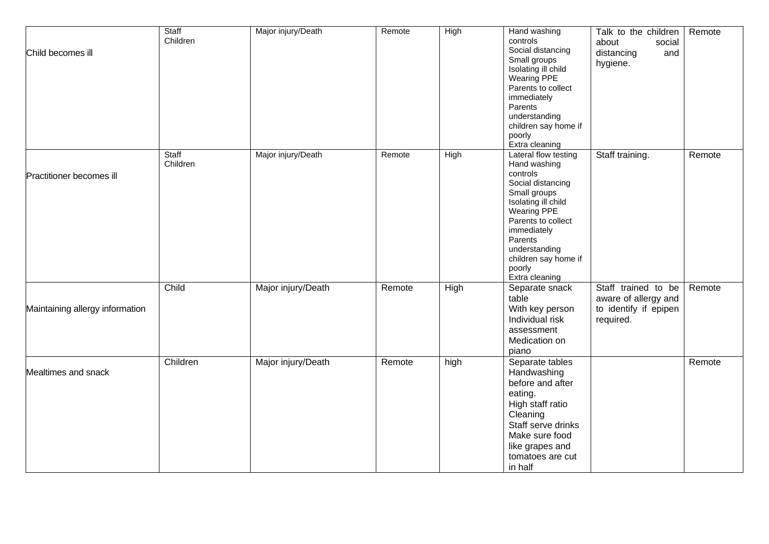| | | | | | | | |
|---|---|---|---|---|---|---|---|
| Child becomes ill | Staff<br>Children | Major injury/Death | Remote | High | Hand washing controls<br>Social distancing<br>Small groups<br>Isolating ill child<br>Wearing PPE<br>Parents to collect immediately<br>Parents understanding children say home if poorly<br>Extra cleaning | Talk to the children about social distancing and hygiene. | Remote |
| Practitioner becomes ill | Staff<br>Children | Major injury/Death | Remote | High | Lateral flow testing<br>Hand washing controls<br>Social distancing<br>Small groups<br>Isolating ill child<br>Wearing PPE<br>Parents to collect immediately<br>Parents understanding children say home if poorly<br>Extra cleaning | Staff training. | Remote |
| Maintaining allergy information | Child | Major injury/Death | Remote | High | Separate snack table<br>With key person<br>Individual risk assessment<br>Medication on piano | Staff trained to be aware of allergy and to identify if epipen required. | Remote |
| Mealtimes and snack | Children | Major injury/Death | Remote | high | Separate tables<br>Handwashing before and after eating.<br>High staff ratio<br>Cleaning<br>Staff serve drinks<br>Make sure food like grapes and tomatoes are cut in half | | Remote |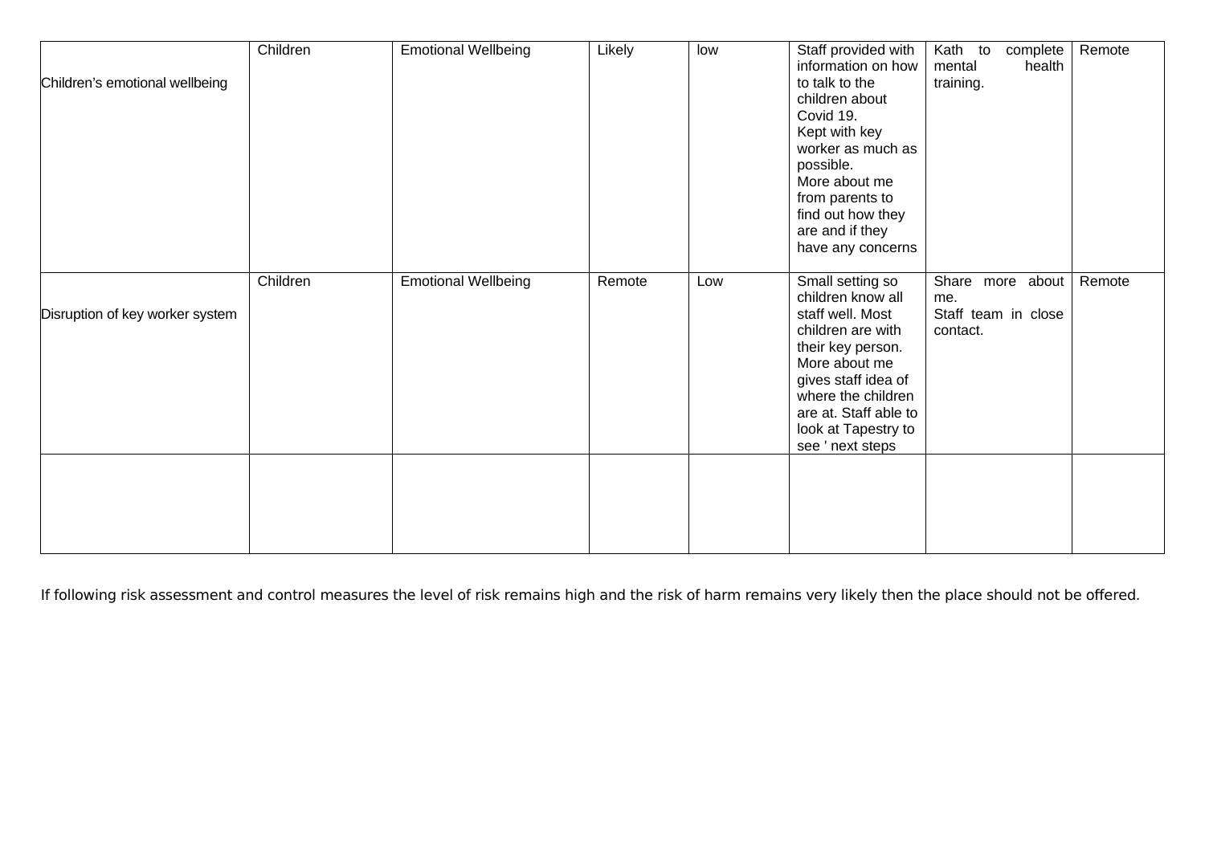| | | | | | | | |
|---|---|---|---|---|---|---|---|
| Children's emotional wellbeing | Children | Emotional Wellbeing | Likely | low | Staff provided with information on how to talk to the children about Covid 19. Kept with key worker as much as possible. More about me from parents to find out how they are and if they have any concerns | Kath to complete mental health training. | Remote |
| Disruption of key worker system | Children | Emotional Wellbeing | Remote | Low | Small setting so children know all staff well. Most children are with their key person. More about me gives staff idea of where the children are at. Staff able to look at Tapestry to see ' next steps | Share more about me. Staff team in close contact. | Remote |
| | | | | | | | |

If following risk assessment and control measures the level of risk remains high and the risk of harm remains very likely then the place should not be offered.